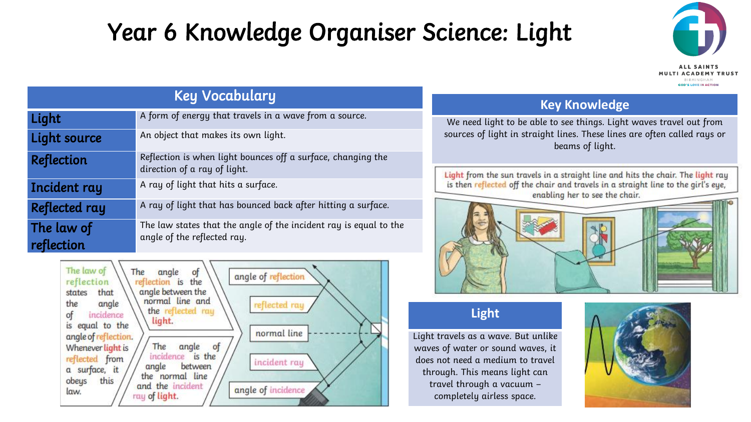# Year 6 Knowledge Organiser Science: Light

ALL SAINTS MULTI ACADEMY TRUST
BIRMINGHAM
GOD'S LOVE IN ACTION

## Key Vocabulary

| | |
|---|---|
| **Light** | A form of energy that travels in a wave from a source. |
| **Light source** | An object that makes its own light. |
| **Reflection** | Reflection is when light bounces off a surface, changing the direction of a ray of light. |
| **Incident ray** | A ray of light that hits a surface. |
| **Reflected ray** | A ray of light that has bounced back after hitting a surface. |
| **The law of reflection** | The law states that the angle of the incident ray is equal to the angle of the reflected ray. |

The law of reflection states that the angle of incidence is equal to the angle of reflection. Whenever light is reflected from a surface, it obeys this law.

The angle of reflection is the angle between the normal line and the reflected ray light.

The angle of incidence is the angle between the normal line and the incident ray of light.

angle of reflection

reflected ray

normal line

incident ray

angle of incidence

## Key Knowledge

We need light to be able to see things. Light waves travel out from sources of light in straight lines. These lines are often called rays or beams of light.

Light from the sun travels in a straight line and hits the chair. The light ray is then reflected off the chair and travels in a straight line to the girl's eye, enabling her to see the chair.

## Light

Light travels as a wave. But unlike waves of water or sound waves, it does not need a medium to travel through. This means light can travel through a vacuum – completely airless space.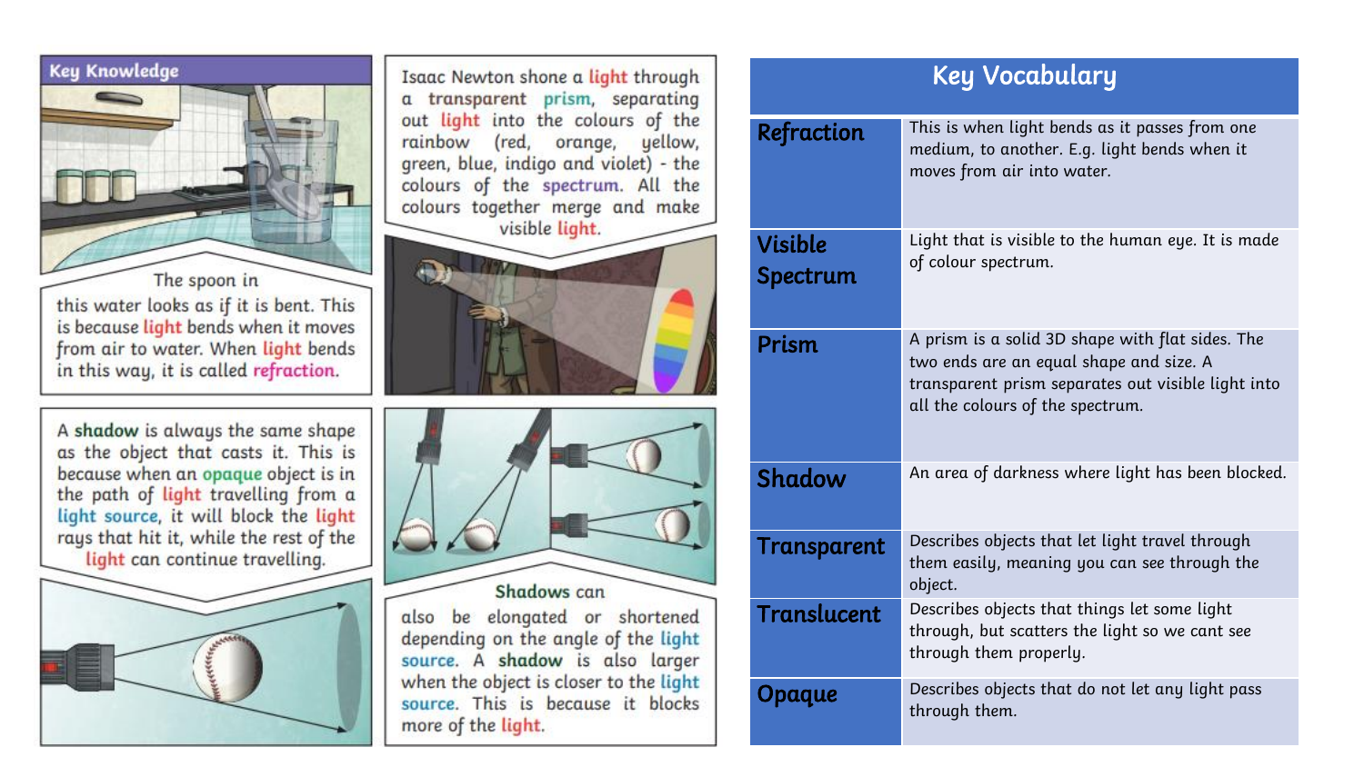## Key Knowledge

The spoon in this water looks as if it is bent. This is because light bends when it moves from air to water. When light bends in this way, it is called refraction.

Isaac Newton shone a light through a transparent prism, separating out light into the colours of the rainbow (red, orange, yellow, green, blue, indigo and violet) - the colours of the spectrum. All the colours together merge and make visible light.

A shadow is always the same shape as the object that casts it. This is because when an opaque object is in the path of light travelling from a light source, it will block the light rays that hit it, while the rest of the light can continue travelling.

Shadows can also be elongated or shortened depending on the angle of the light source. A shadow is also larger when the object is closer to the light source. This is because it blocks more of the light.

## Key Vocabulary

| | |
|---|---|
| **Refraction** | This is when light bends as it passes from one medium, to another. E.g. light bends when it moves from air into water. |
| **Visible Spectrum** | Light that is visible to the human eye. It is made of colour spectrum. |
| **Prism** | A prism is a solid 3D shape with flat sides. The two ends are an equal shape and size. A transparent prism separates out visible light into all the colours of the spectrum. |
| **Shadow** | An area of darkness where light has been blocked. |
| **Transparent** | Describes objects that let light travel through them easily, meaning you can see through the object. |
| **Translucent** | Describes objects that things let some light through, but scatters the light so we cant see through them properly. |
| **Opaque** | Describes objects that do not let any light pass through them. |